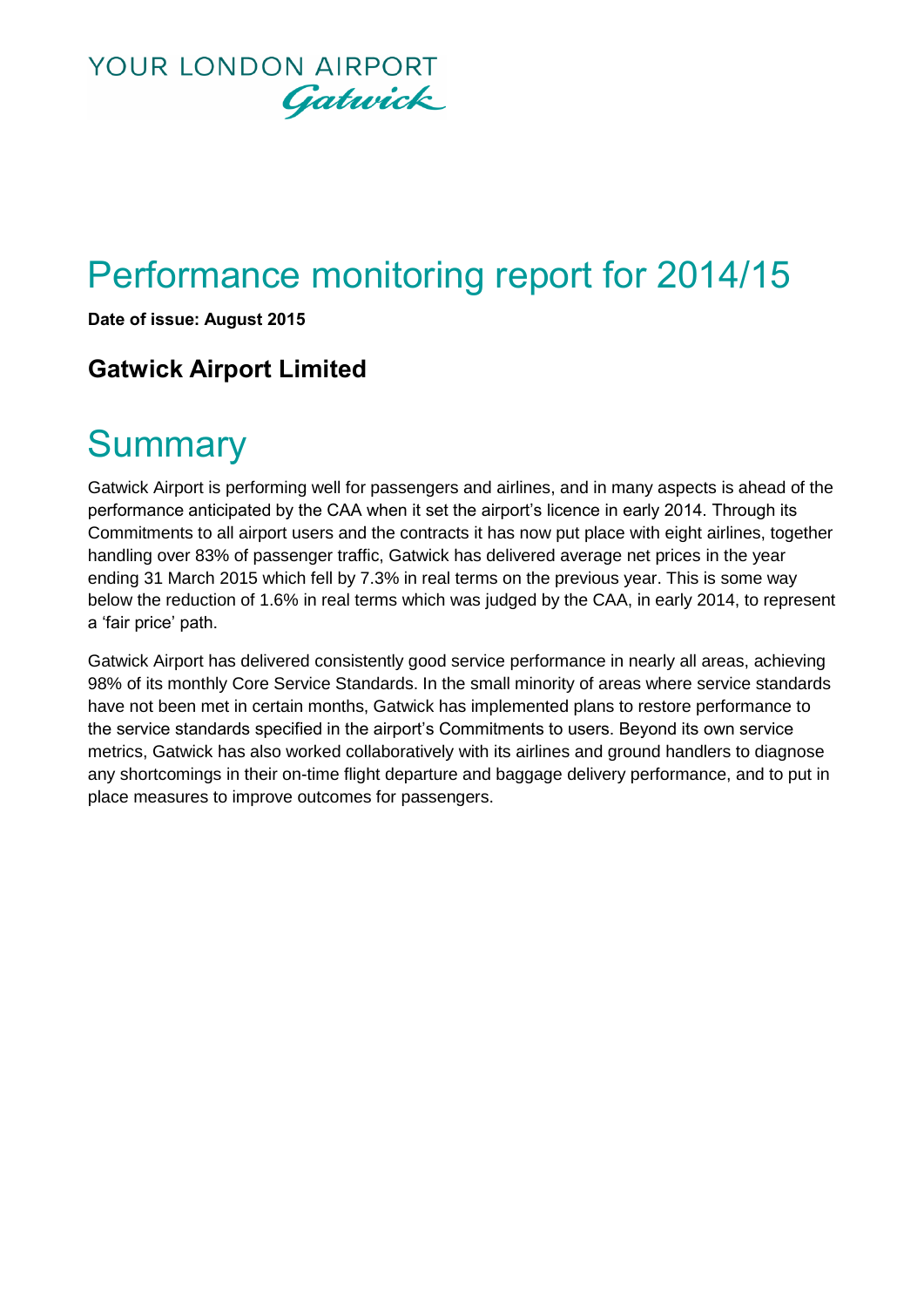YOUR LONDON AIRPORT
Gatwick

# Performance monitoring report for 2014/15

**Date of issue: August 2015**

## Gatwick Airport Limited

# Summary

Gatwick Airport is performing well for passengers and airlines, and in many aspects is ahead of the performance anticipated by the CAA when it set the airport's licence in early 2014. Through its Commitments to all airport users and the contracts it has now put place with eight airlines, together handling over 83% of passenger traffic, Gatwick has delivered average net prices in the year ending 31 March 2015 which fell by 7.3% in real terms on the previous year. This is some way below the reduction of 1.6% in real terms which was judged by the CAA, in early 2014, to represent a 'fair price' path.

Gatwick Airport has delivered consistently good service performance in nearly all areas, achieving 98% of its monthly Core Service Standards. In the small minority of areas where service standards have not been met in certain months, Gatwick has implemented plans to restore performance to the service standards specified in the airport's Commitments to users. Beyond its own service metrics, Gatwick has also worked collaboratively with its airlines and ground handlers to diagnose any shortcomings in their on-time flight departure and baggage delivery performance, and to put in place measures to improve outcomes for passengers.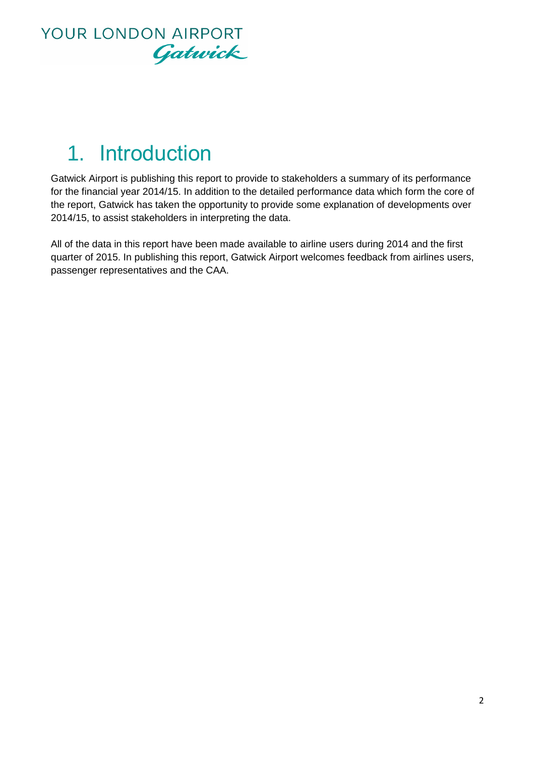# 1. Introduction

Gatwick Airport is publishing this report to provide to stakeholders a summary of its performance for the financial year 2014/15. In addition to the detailed performance data which form the core of the report, Gatwick has taken the opportunity to provide some explanation of developments over 2014/15, to assist stakeholders in interpreting the data.

All of the data in this report have been made available to airline users during 2014 and the first quarter of 2015. In publishing this report, Gatwick Airport welcomes feedback from airlines users, passenger representatives and the CAA.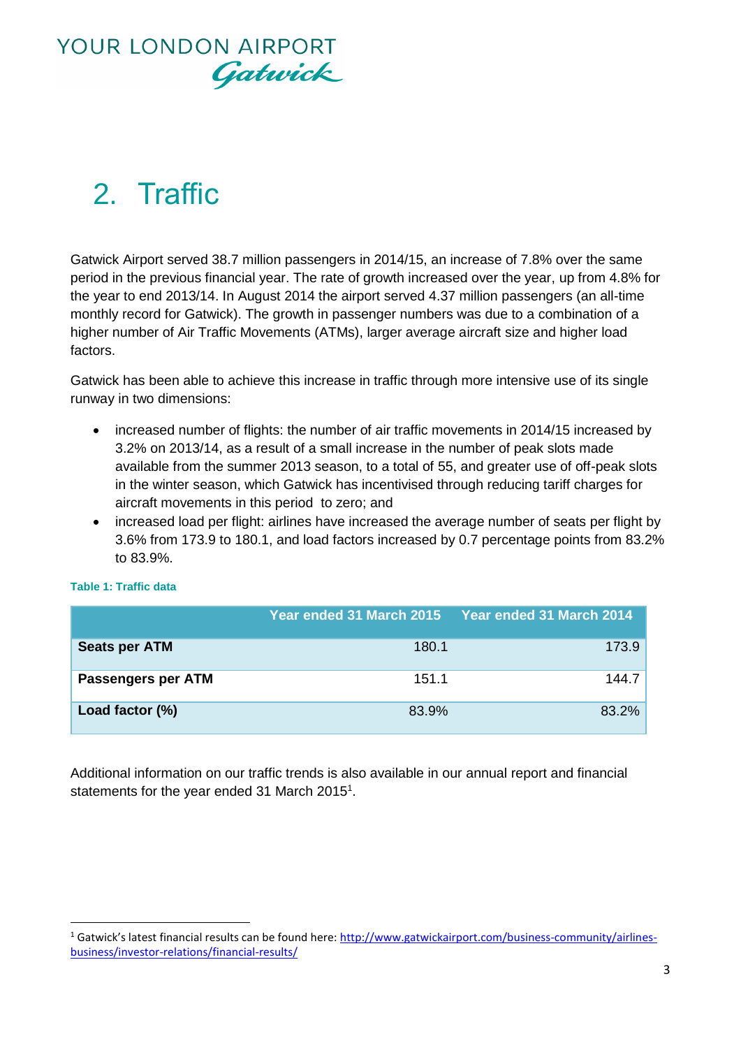# 2. Traffic

Gatwick Airport served 38.7 million passengers in 2014/15, an increase of 7.8% over the same period in the previous financial year. The rate of growth increased over the year, up from 4.8% for the year to end 2013/14. In August 2014 the airport served 4.37 million passengers (an all-time monthly record for Gatwick). The growth in passenger numbers was due to a combination of a higher number of Air Traffic Movements (ATMs), larger average aircraft size and higher load factors.

Gatwick has been able to achieve this increase in traffic through more intensive use of its single runway in two dimensions:

- increased number of flights: the number of air traffic movements in 2014/15 increased by 3.2% on 2013/14, as a result of a small increase in the number of peak slots made available from the summer 2013 season, to a total of 55, and greater use of off-peak slots in the winter season, which Gatwick has incentivised through reducing tariff charges for aircraft movements in this period to zero; and
- increased load per flight: airlines have increased the average number of seats per flight by 3.6% from 173.9 to 180.1, and load factors increased by 0.7 percentage points from 83.2% to 83.9%.

**Table 1: Traffic data**

| | Year ended 31 March 2015 | Year ended 31 March 2014 |
|---|---|---|
| **Seats per ATM** | 180.1 | 173.9 |
| **Passengers per ATM** | 151.1 | 144.7 |
| **Load factor (%)** | 83.9% | 83.2% |

Additional information on our traffic trends is also available in our annual report and financial statements for the year ended 31 March 2015[1].

[1] Gatwick's latest financial results can be found here: http://www.gatwickairport.com/business-community/airlines-business/investor-relations/financial-results/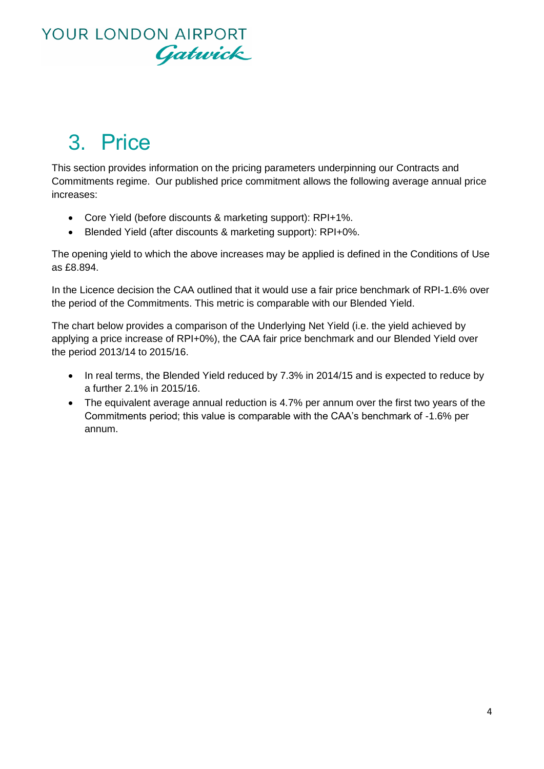# 3. Price

This section provides information on the pricing parameters underpinning our Contracts and Commitments regime. Our published price commitment allows the following average annual price increases:

- Core Yield (before discounts & marketing support): RPI+1%.
- Blended Yield (after discounts & marketing support): RPI+0%.

The opening yield to which the above increases may be applied is defined in the Conditions of Use as £8.894.

In the Licence decision the CAA outlined that it would use a fair price benchmark of RPI-1.6% over the period of the Commitments. This metric is comparable with our Blended Yield.

The chart below provides a comparison of the Underlying Net Yield (i.e. the yield achieved by applying a price increase of RPI+0%), the CAA fair price benchmark and our Blended Yield over the period 2013/14 to 2015/16.

- In real terms, the Blended Yield reduced by 7.3% in 2014/15 and is expected to reduce by a further 2.1% in 2015/16.
- The equivalent average annual reduction is 4.7% per annum over the first two years of the Commitments period; this value is comparable with the CAA's benchmark of -1.6% per annum.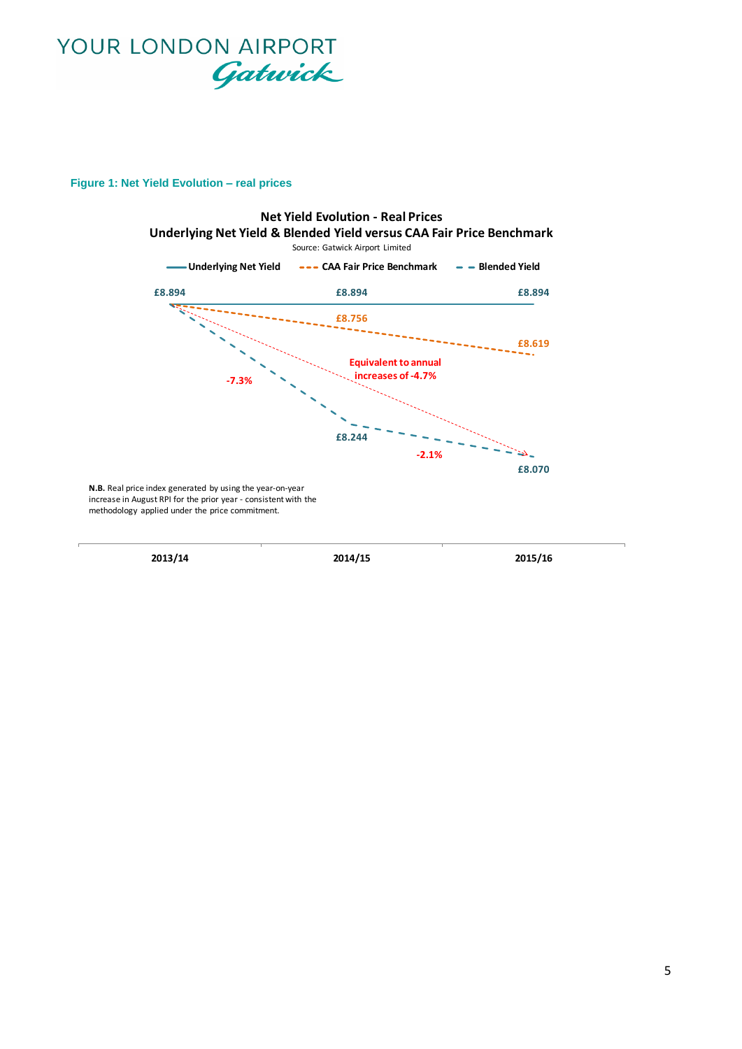**Figure 1: Net Yield Evolution – real prices**

**Net Yield Evolution - Real Prices**
**Underlying Net Yield & Blended Yield versus CAA Fair Price Benchmark**
Source: Gatwick Airport Limited

| | 2013/14 | 2014/15 | 2015/16 |
|---|---|---|---|
| Underlying Net Yield | £8.894 | £8.894 | £8.894 |
| CAA Fair Price Benchmark | £8.894 | £8.756 | £8.619 |
| Blended Yield | £8.894 | £8.244 | £8.070 |

Blended Yield change: -7.3% (2013/14 to 2014/15); -2.1% (2014/15 to 2015/16)

Equivalent to annual increases of -4.7%

**N.B.** Real price index generated by using the year-on-year increase in August RPI for the prior year - consistent with the methodology applied under the price commitment.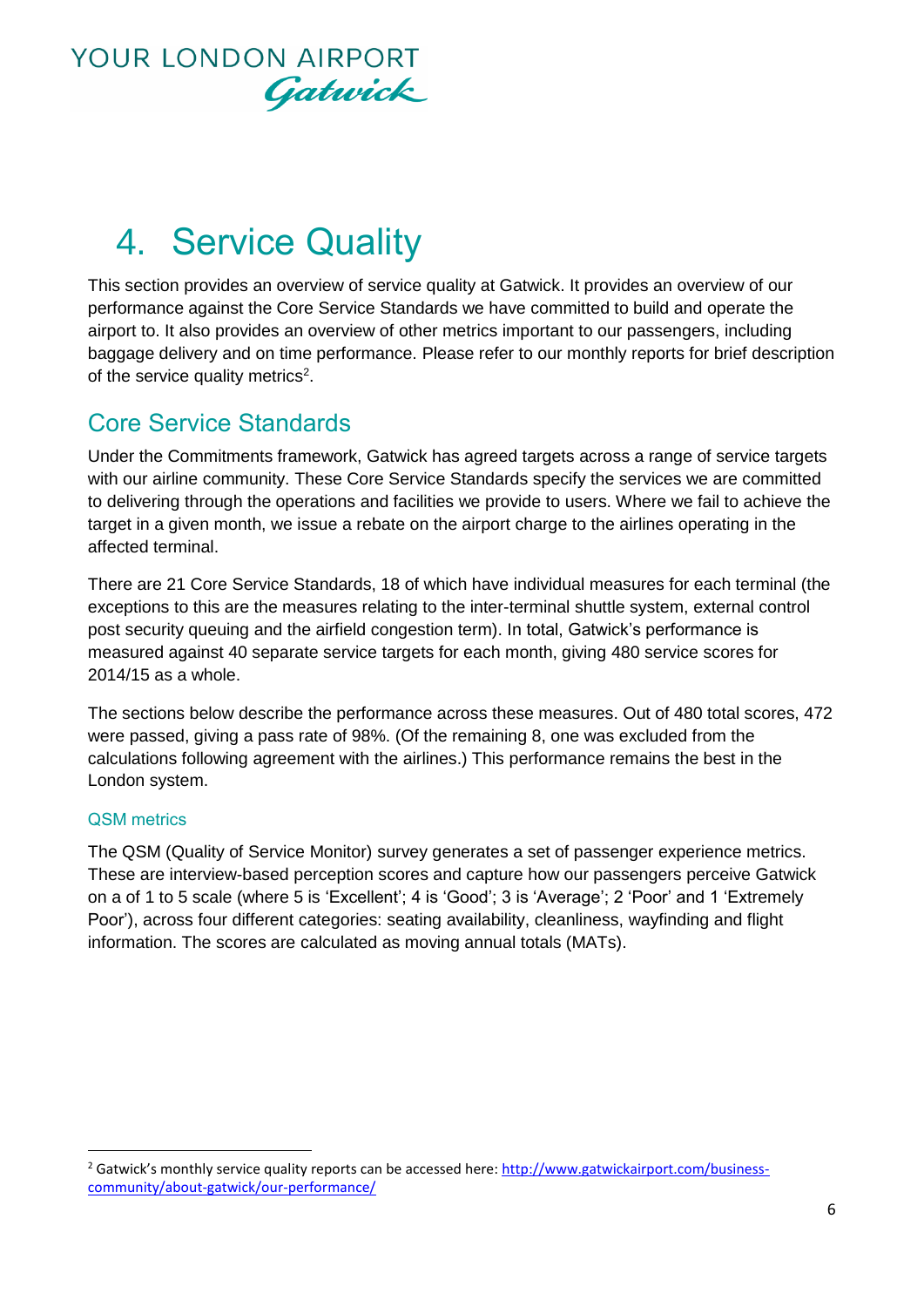# 4. Service Quality

This section provides an overview of service quality at Gatwick. It provides an overview of our performance against the Core Service Standards we have committed to build and operate the airport to. It also provides an overview of other metrics important to our passengers, including baggage delivery and on time performance. Please refer to our monthly reports for brief description of the service quality metrics[2].

## Core Service Standards

Under the Commitments framework, Gatwick has agreed targets across a range of service targets with our airline community. These Core Service Standards specify the services we are committed to delivering through the operations and facilities we provide to users. Where we fail to achieve the target in a given month, we issue a rebate on the airport charge to the airlines operating in the affected terminal.

There are 21 Core Service Standards, 18 of which have individual measures for each terminal (the exceptions to this are the measures relating to the inter-terminal shuttle system, external control post security queuing and the airfield congestion term). In total, Gatwick's performance is measured against 40 separate service targets for each month, giving 480 service scores for 2014/15 as a whole.

The sections below describe the performance across these measures. Out of 480 total scores, 472 were passed, giving a pass rate of 98%. (Of the remaining 8, one was excluded from the calculations following agreement with the airlines.) This performance remains the best in the London system.

### QSM metrics

The QSM (Quality of Service Monitor) survey generates a set of passenger experience metrics. These are interview-based perception scores and capture how our passengers perceive Gatwick on a of 1 to 5 scale (where 5 is 'Excellent'; 4 is 'Good'; 3 is 'Average'; 2 'Poor' and 1 'Extremely Poor'), across four different categories: seating availability, cleanliness, wayfinding and flight information. The scores are calculated as moving annual totals (MATs).

[2] Gatwick's monthly service quality reports can be accessed here: http://www.gatwickairport.com/business-community/about-gatwick/our-performance/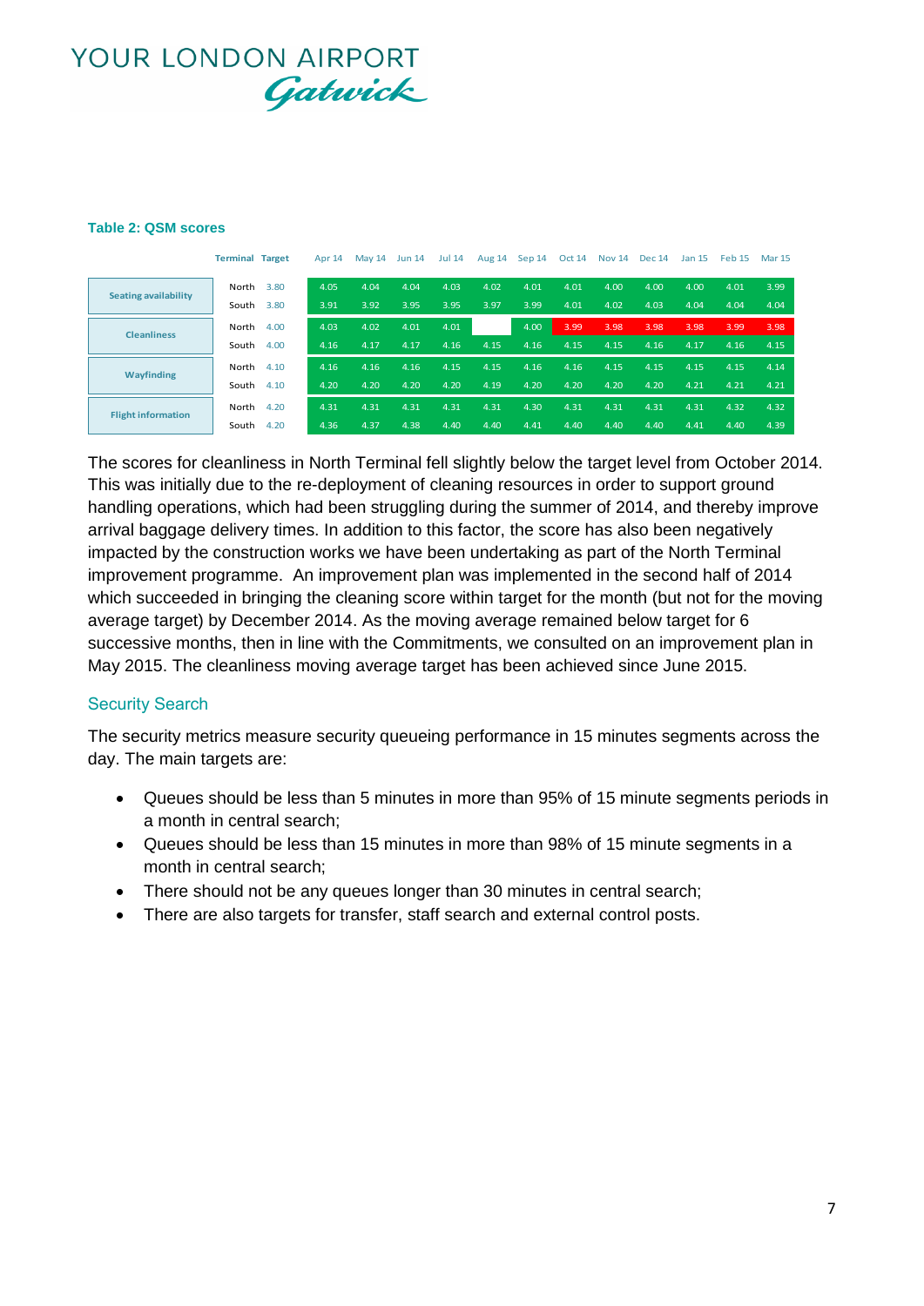**Table 2: QSM scores**

| | Terminal | Target | Apr 14 | May 14 | Jun 14 | Jul 14 | Aug 14 | Sep 14 | Oct 14 | Nov 14 | Dec 14 | Jan 15 | Feb 15 | Mar 15 |
|---|---|---|---|---|---|---|---|---|---|---|---|---|---|---|
| Seating availability | North | 3.80 | 4.05 | 4.04 | 4.04 | 4.03 | 4.02 | 4.01 | 4.01 | 4.00 | 4.00 | 4.00 | 4.01 | 3.99 |
| | South | 3.80 | 3.91 | 3.92 | 3.95 | 3.95 | 3.97 | 3.99 | 4.01 | 4.02 | 4.03 | 4.04 | 4.04 | 4.04 |
| Cleanliness | North | 4.00 | 4.03 | 4.02 | 4.01 | 4.01 | | 4.00 | 3.99 | 3.98 | 3.98 | 3.98 | 3.99 | 3.98 |
| | South | 4.00 | 4.16 | 4.17 | 4.17 | 4.16 | 4.15 | 4.16 | 4.15 | 4.15 | 4.16 | 4.17 | 4.16 | 4.15 |
| Wayfinding | North | 4.10 | 4.16 | 4.16 | 4.16 | 4.15 | 4.15 | 4.16 | 4.16 | 4.15 | 4.15 | 4.15 | 4.15 | 4.14 |
| | South | 4.10 | 4.20 | 4.20 | 4.20 | 4.20 | 4.19 | 4.20 | 4.20 | 4.20 | 4.20 | 4.21 | 4.21 | 4.21 |
| Flight information | North | 4.20 | 4.31 | 4.31 | 4.31 | 4.31 | 4.31 | 4.30 | 4.31 | 4.31 | 4.31 | 4.31 | 4.32 | 4.32 |
| | South | 4.20 | 4.36 | 4.37 | 4.38 | 4.40 | 4.40 | 4.41 | 4.40 | 4.40 | 4.40 | 4.41 | 4.40 | 4.39 |

The scores for cleanliness in North Terminal fell slightly below the target level from October 2014. This was initially due to the re-deployment of cleaning resources in order to support ground handling operations, which had been struggling during the summer of 2014, and thereby improve arrival baggage delivery times. In addition to this factor, the score has also been negatively impacted by the construction works we have been undertaking as part of the North Terminal improvement programme. An improvement plan was implemented in the second half of 2014 which succeeded in bringing the cleaning score within target for the month (but not for the moving average target) by December 2014. As the moving average remained below target for 6 successive months, then in line with the Commitments, we consulted on an improvement plan in May 2015. The cleanliness moving average target has been achieved since June 2015.

## Security Search

The security metrics measure security queueing performance in 15 minutes segments across the day. The main targets are:

- Queues should be less than 5 minutes in more than 95% of 15 minute segments periods in a month in central search;
- Queues should be less than 15 minutes in more than 98% of 15 minute segments in a month in central search;
- There should not be any queues longer than 30 minutes in central search;
- There are also targets for transfer, staff search and external control posts.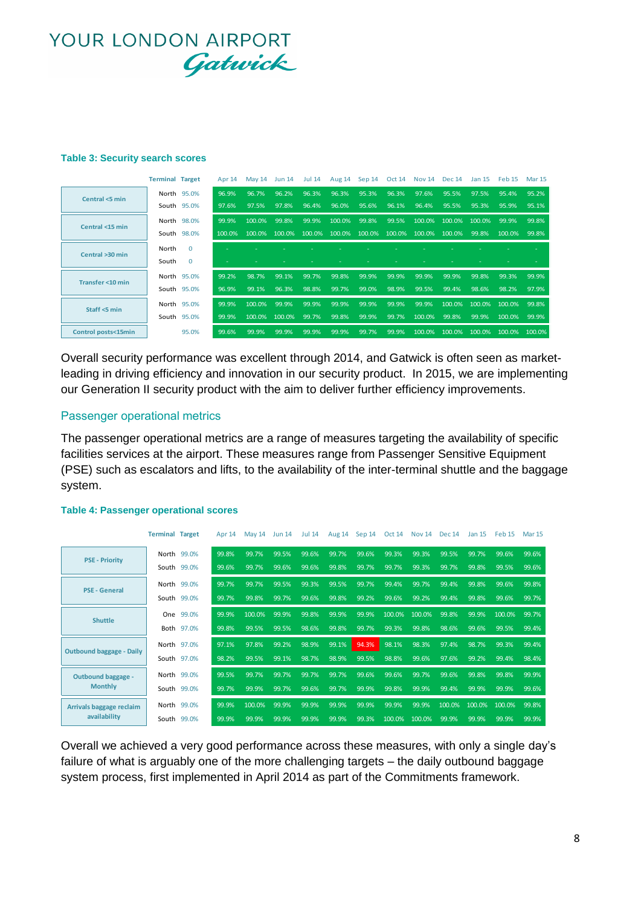YOUR LONDON AIRPORT Gatwick

**Table 3: Security search scores**

| | Terminal | Target | Apr 14 | May 14 | Jun 14 | Jul 14 | Aug 14 | Sep 14 | Oct 14 | Nov 14 | Dec 14 | Jan 15 | Feb 15 | Mar 15 |
|---|---|---|---|---|---|---|---|---|---|---|---|---|---|---|
| Central <5 min | North | 95.0% | 96.9% | 96.7% | 96.2% | 96.3% | 96.3% | 95.3% | 96.3% | 97.6% | 95.5% | 97.5% | 95.4% | 95.2% |
| | South | 95.0% | 97.6% | 97.5% | 97.8% | 96.4% | 96.0% | 95.6% | 96.1% | 96.4% | 95.5% | 95.3% | 95.9% | 95.1% |
| Central <15 min | North | 98.0% | 99.9% | 100.0% | 99.8% | 99.9% | 100.0% | 99.8% | 99.5% | 100.0% | 100.0% | 100.0% | 99.9% | 99.8% |
| | South | 98.0% | 100.0% | 100.0% | 100.0% | 100.0% | 100.0% | 100.0% | 100.0% | 100.0% | 100.0% | 99.8% | 100.0% | 99.8% |
| Central >30 min | North | 0 | - | - | - | - | - | - | - | - | - | - | - | - |
| | South | 0 | - | - | - | - | - | - | - | - | - | - | - | - |
| Transfer <10 min | North | 95.0% | 99.2% | 98.7% | 99.1% | 99.7% | 99.8% | 99.9% | 99.9% | 99.9% | 99.9% | 99.8% | 99.3% | 99.9% |
| | South | 95.0% | 96.9% | 99.1% | 96.3% | 98.8% | 99.7% | 99.0% | 98.9% | 99.5% | 99.4% | 98.6% | 98.2% | 97.9% |
| Staff <5 min | North | 95.0% | 99.9% | 100.0% | 99.9% | 99.9% | 99.9% | 99.9% | 99.9% | 99.9% | 100.0% | 100.0% | 100.0% | 99.8% |
| | South | 95.0% | 99.9% | 100.0% | 100.0% | 99.7% | 99.8% | 99.9% | 99.7% | 100.0% | 99.8% | 99.9% | 100.0% | 99.9% |
| Control posts<15min | | 95.0% | 99.6% | 99.9% | 99.9% | 99.9% | 99.9% | 99.7% | 99.9% | 100.0% | 100.0% | 100.0% | 100.0% | 100.0% |

Overall security performance was excellent through 2014, and Gatwick is often seen as market-leading in driving efficiency and innovation in our security product. In 2015, we are implementing our Generation II security product with the aim to deliver further efficiency improvements.

## Passenger operational metrics

The passenger operational metrics are a range of measures targeting the availability of specific facilities services at the airport. These measures range from Passenger Sensitive Equipment (PSE) such as escalators and lifts, to the availability of the inter-terminal shuttle and the baggage system.

**Table 4: Passenger operational scores**

| | Terminal | Target | Apr 14 | May 14 | Jun 14 | Jul 14 | Aug 14 | Sep 14 | Oct 14 | Nov 14 | Dec 14 | Jan 15 | Feb 15 | Mar 15 |
|---|---|---|---|---|---|---|---|---|---|---|---|---|---|---|
| PSE - Priority | North | 99.0% | 99.8% | 99.7% | 99.5% | 99.6% | 99.7% | 99.6% | 99.3% | 99.3% | 99.5% | 99.7% | 99.6% | 99.6% |
| | South | 99.0% | 99.6% | 99.7% | 99.6% | 99.6% | 99.8% | 99.7% | 99.7% | 99.3% | 99.7% | 99.8% | 99.5% | 99.6% |
| PSE - General | North | 99.0% | 99.7% | 99.7% | 99.5% | 99.3% | 99.5% | 99.7% | 99.4% | 99.7% | 99.4% | 99.8% | 99.6% | 99.8% |
| | South | 99.0% | 99.7% | 99.8% | 99.7% | 99.6% | 99.8% | 99.2% | 99.6% | 99.2% | 99.4% | 99.8% | 99.6% | 99.7% |
| Shuttle | One | 99.0% | 99.9% | 100.0% | 99.9% | 99.8% | 99.9% | 99.9% | 100.0% | 100.0% | 99.8% | 99.9% | 100.0% | 99.7% |
| | Both | 97.0% | 99.8% | 99.5% | 99.5% | 98.6% | 99.8% | 99.7% | 99.3% | 99.8% | 98.6% | 99.6% | 99.5% | 99.4% |
| Outbound baggage - Daily | North | 97.0% | 97.1% | 97.8% | 99.2% | 98.9% | 99.1% | 94.3% | 98.1% | 98.3% | 97.4% | 98.7% | 99.3% | 99.4% |
| | South | 97.0% | 98.2% | 99.5% | 99.1% | 98.7% | 98.9% | 99.5% | 98.8% | 99.6% | 97.6% | 99.2% | 99.4% | 98.4% |
| Outbound baggage - Monthly | North | 99.0% | 99.5% | 99.7% | 99.7% | 99.7% | 99.7% | 99.6% | 99.6% | 99.7% | 99.6% | 99.8% | 99.8% | 99.9% |
| | South | 99.0% | 99.7% | 99.9% | 99.7% | 99.6% | 99.7% | 99.9% | 99.8% | 99.9% | 99.4% | 99.9% | 99.9% | 99.6% |
| Arrivals baggage reclaim availability | North | 99.0% | 99.9% | 100.0% | 99.9% | 99.9% | 99.9% | 99.9% | 99.9% | 99.9% | 100.0% | 100.0% | 100.0% | 99.8% |
| | South | 99.0% | 99.9% | 99.9% | 99.9% | 99.9% | 99.9% | 99.3% | 100.0% | 100.0% | 99.9% | 99.9% | 99.9% | 99.9% |

Overall we achieved a very good performance across these measures, with only a single day's failure of what is arguably one of the more challenging targets – the daily outbound baggage system process, first implemented in April 2014 as part of the Commitments framework.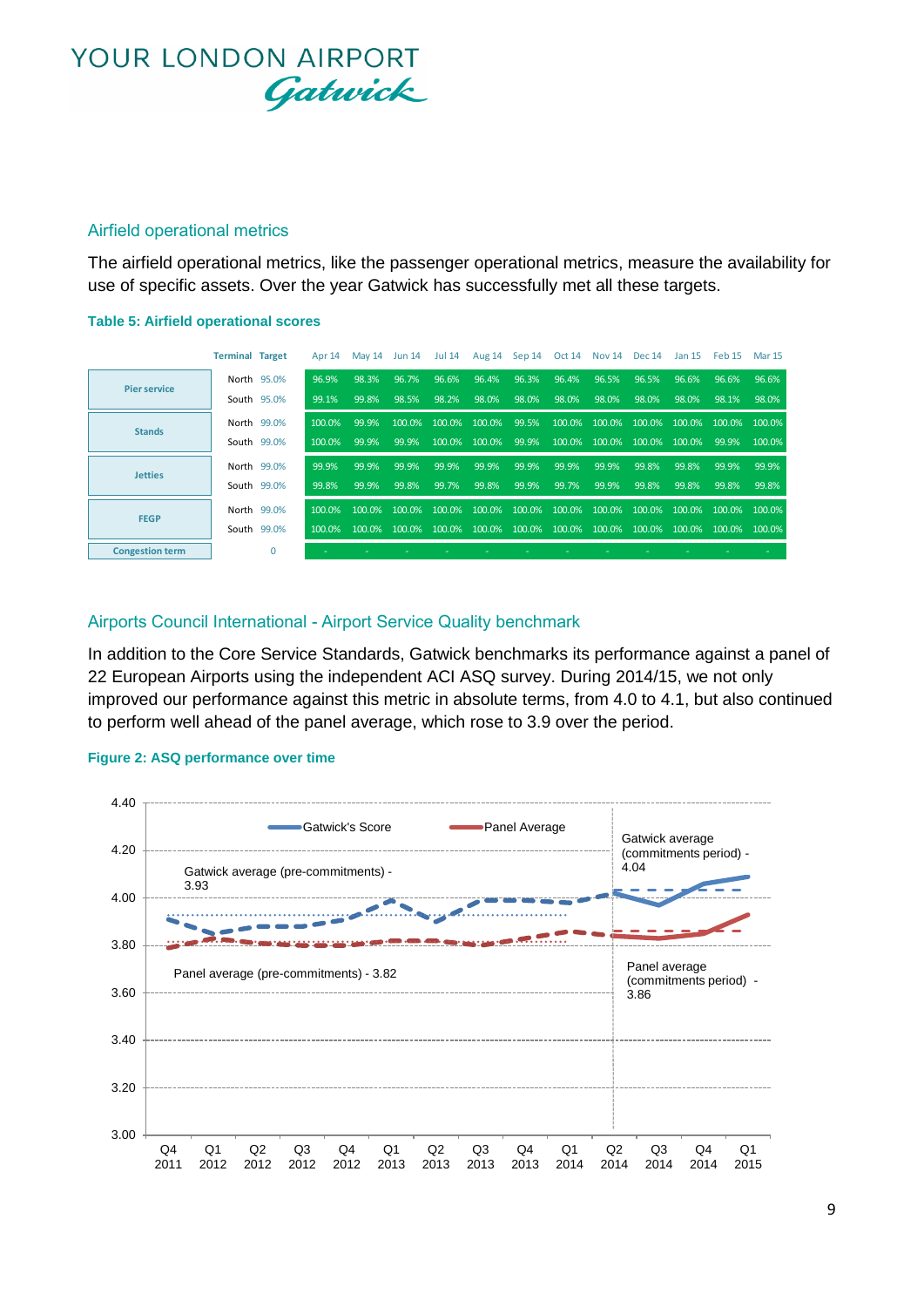YOUR LONDON AIRPORT Gatwick

## Airfield operational metrics

The airfield operational metrics, like the passenger operational metrics, measure the availability for use of specific assets. Over the year Gatwick has successfully met all these targets.

**Table 5: Airfield operational scores**

| | Terminal | Target | Apr 14 | May 14 | Jun 14 | Jul 14 | Aug 14 | Sep 14 | Oct 14 | Nov 14 | Dec 14 | Jan 15 | Feb 15 | Mar 15 |
|---|---|---|---|---|---|---|---|---|---|---|---|---|---|---|
| Pier service | North | 95.0% | 96.9% | 98.3% | 96.7% | 96.6% | 96.4% | 96.3% | 96.4% | 96.5% | 96.5% | 96.6% | 96.6% | 96.6% |
| | South | 95.0% | 99.1% | 99.8% | 98.5% | 98.2% | 98.0% | 98.0% | 98.0% | 98.0% | 98.0% | 98.0% | 98.1% | 98.0% |
| Stands | North | 99.0% | 100.0% | 99.9% | 100.0% | 100.0% | 100.0% | 99.5% | 100.0% | 100.0% | 100.0% | 100.0% | 100.0% | 100.0% |
| | South | 99.0% | 100.0% | 99.9% | 99.9% | 100.0% | 100.0% | 99.9% | 100.0% | 100.0% | 100.0% | 100.0% | 99.9% | 100.0% |
| Jetties | North | 99.0% | 99.9% | 99.9% | 99.9% | 99.9% | 99.9% | 99.9% | 99.9% | 99.9% | 99.8% | 99.8% | 99.9% | 99.9% |
| | South | 99.0% | 99.8% | 99.9% | 99.8% | 99.7% | 99.8% | 99.9% | 99.7% | 99.9% | 99.8% | 99.8% | 99.8% | 99.8% |
| FEGP | North | 99.0% | 100.0% | 100.0% | 100.0% | 100.0% | 100.0% | 100.0% | 100.0% | 100.0% | 100.0% | 100.0% | 100.0% | 100.0% |
| | South | 99.0% | 100.0% | 100.0% | 100.0% | 100.0% | 100.0% | 100.0% | 100.0% | 100.0% | 100.0% | 100.0% | 100.0% | 100.0% |
| Congestion term | | 0 | - | - | - | - | - | - | - | - | - | - | - | - |

## Airports Council International - Airport Service Quality benchmark

In addition to the Core Service Standards, Gatwick benchmarks its performance against a panel of 22 European Airports using the independent ACI ASQ survey. During 2014/15, we not only improved our performance against this metric in absolute terms, from 4.0 to 4.1, but also continued to perform well ahead of the panel average, which rose to 3.9 over the period.

**Figure 2: ASQ performance over time**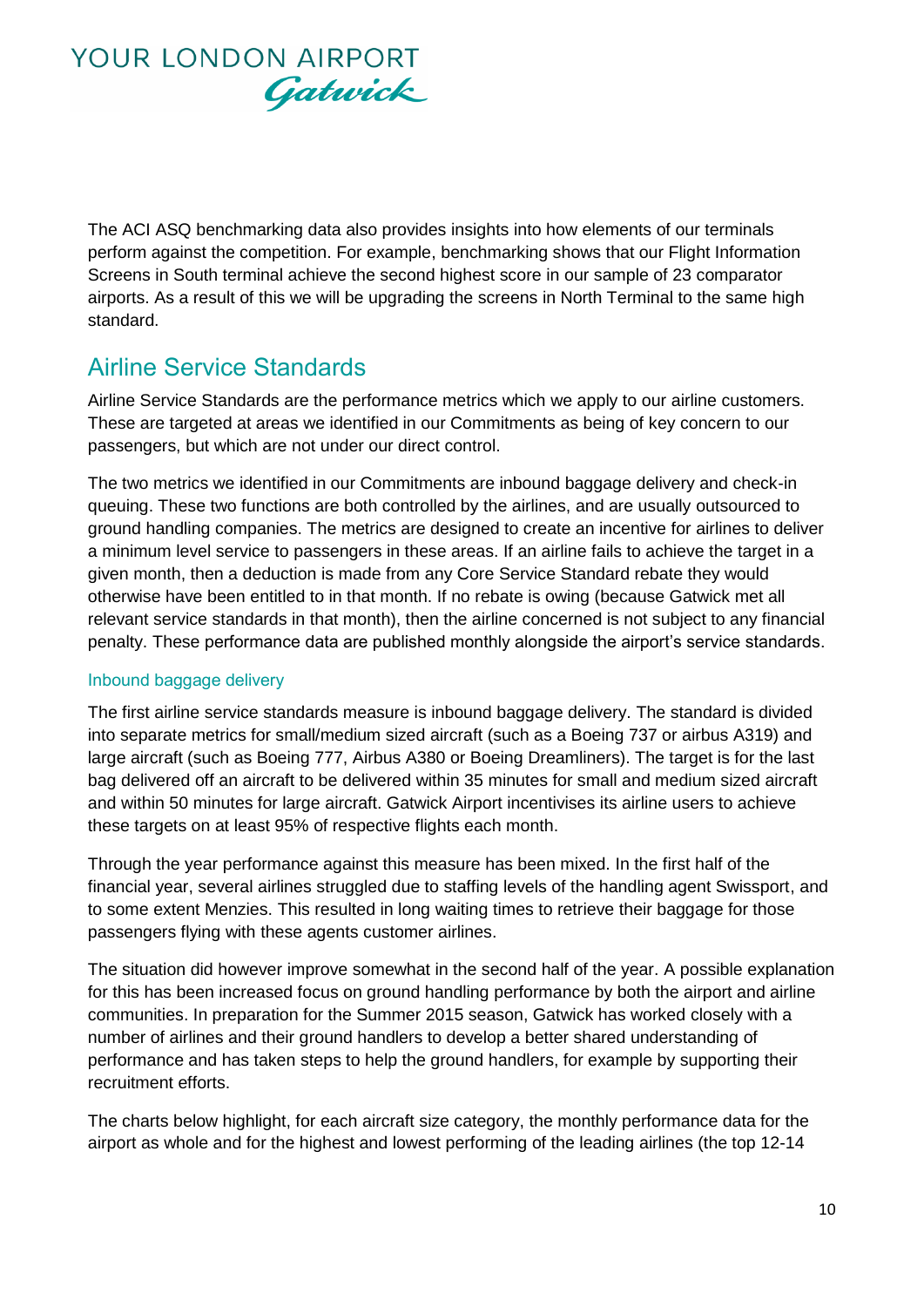The ACI ASQ benchmarking data also provides insights into how elements of our terminals perform against the competition. For example, benchmarking shows that our Flight Information Screens in South terminal achieve the second highest score in our sample of 23 comparator airports. As a result of this we will be upgrading the screens in North Terminal to the same high standard.

## Airline Service Standards

Airline Service Standards are the performance metrics which we apply to our airline customers. These are targeted at areas we identified in our Commitments as being of key concern to our passengers, but which are not under our direct control.

The two metrics we identified in our Commitments are inbound baggage delivery and check-in queuing. These two functions are both controlled by the airlines, and are usually outsourced to ground handling companies. The metrics are designed to create an incentive for airlines to deliver a minimum level service to passengers in these areas. If an airline fails to achieve the target in a given month, then a deduction is made from any Core Service Standard rebate they would otherwise have been entitled to in that month. If no rebate is owing (because Gatwick met all relevant service standards in that month), then the airline concerned is not subject to any financial penalty. These performance data are published monthly alongside the airport's service standards.

### Inbound baggage delivery

The first airline service standards measure is inbound baggage delivery. The standard is divided into separate metrics for small/medium sized aircraft (such as a Boeing 737 or airbus A319) and large aircraft (such as Boeing 777, Airbus A380 or Boeing Dreamliners). The target is for the last bag delivered off an aircraft to be delivered within 35 minutes for small and medium sized aircraft and within 50 minutes for large aircraft. Gatwick Airport incentivises its airline users to achieve these targets on at least 95% of respective flights each month.

Through the year performance against this measure has been mixed. In the first half of the financial year, several airlines struggled due to staffing levels of the handling agent Swissport, and to some extent Menzies. This resulted in long waiting times to retrieve their baggage for those passengers flying with these agents customer airlines.

The situation did however improve somewhat in the second half of the year. A possible explanation for this has been increased focus on ground handling performance by both the airport and airline communities. In preparation for the Summer 2015 season, Gatwick has worked closely with a number of airlines and their ground handlers to develop a better shared understanding of performance and has taken steps to help the ground handlers, for example by supporting their recruitment efforts.

The charts below highlight, for each aircraft size category, the monthly performance data for the airport as whole and for the highest and lowest performing of the leading airlines (the top 12-14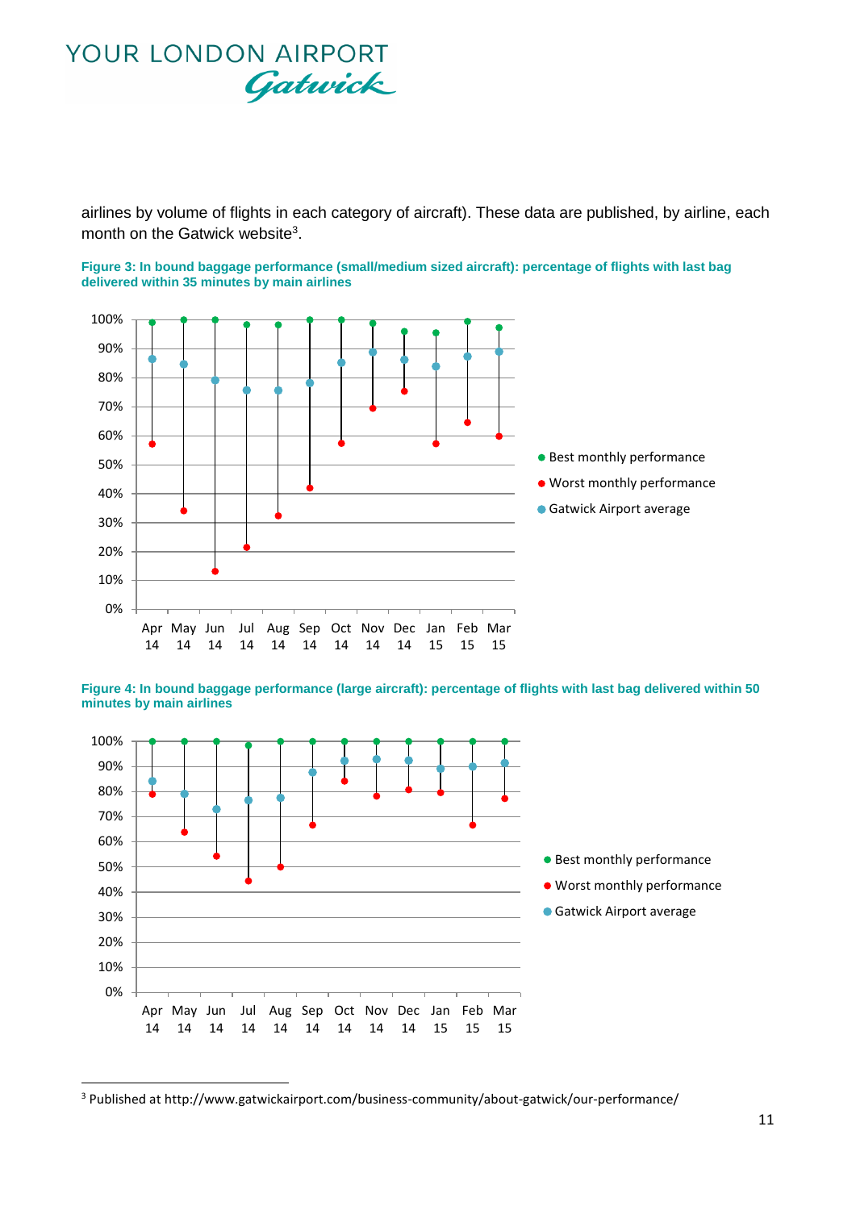airlines by volume of flights in each category of aircraft). These data are published, by airline, each month on the Gatwick website[3].

**Figure 3: In bound baggage performance (small/medium sized aircraft): percentage of flights with last bag delivered within 35 minutes by main airlines**

**Figure 4: In bound baggage performance (large aircraft): percentage of flights with last bag delivered within 50 minutes by main airlines**

---

[3] Published at http://www.gatwickairport.com/business-community/about-gatwick/our-performance/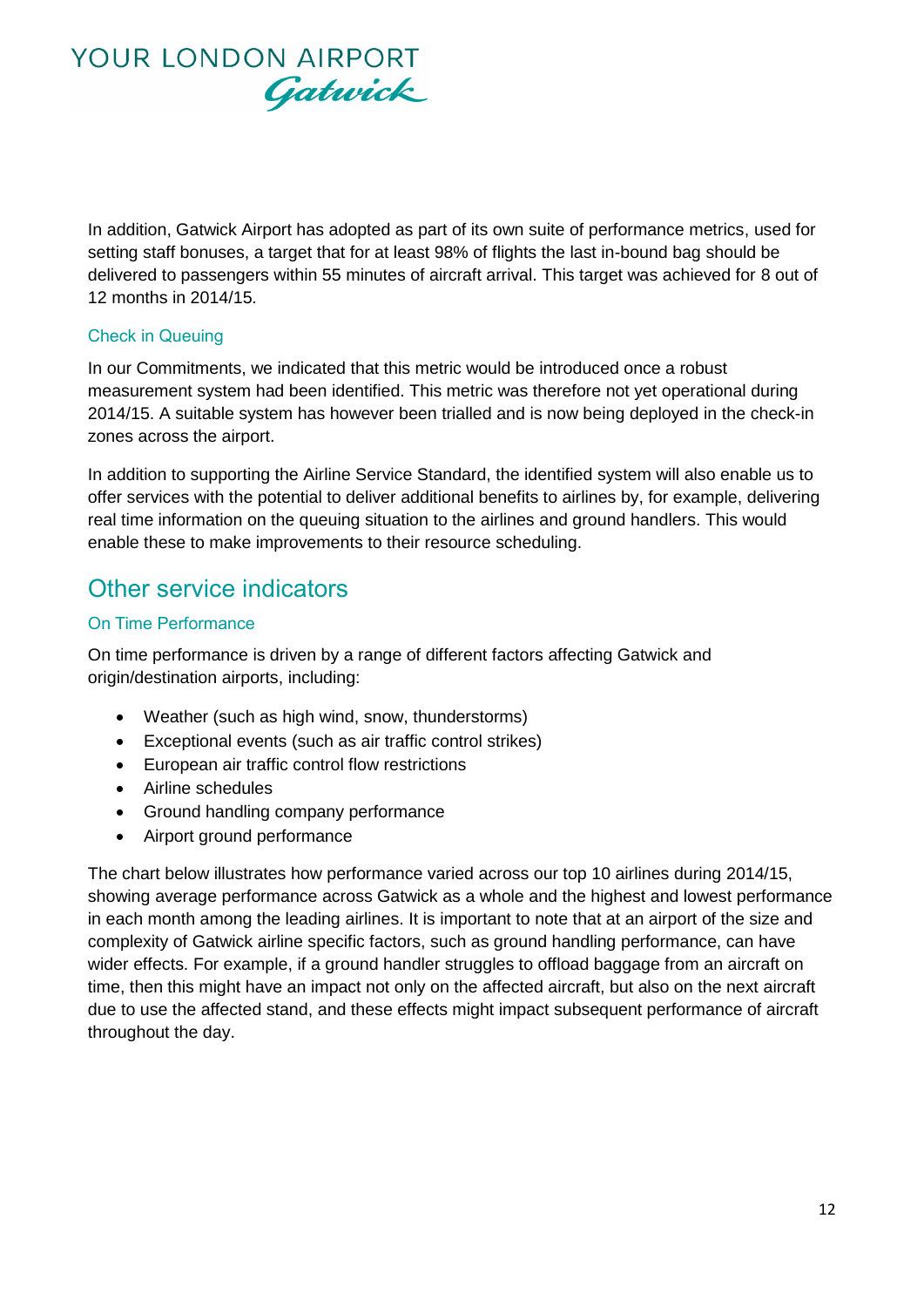In addition, Gatwick Airport has adopted as part of its own suite of performance metrics, used for setting staff bonuses, a target that for at least 98% of flights the last in-bound bag should be delivered to passengers within 55 minutes of aircraft arrival. This target was achieved for 8 out of 12 months in 2014/15.

### Check in Queuing

In our Commitments, we indicated that this metric would be introduced once a robust measurement system had been identified. This metric was therefore not yet operational during 2014/15. A suitable system has however been trialled and is now being deployed in the check-in zones across the airport.

In addition to supporting the Airline Service Standard, the identified system will also enable us to offer services with the potential to deliver additional benefits to airlines by, for example, delivering real time information on the queuing situation to the airlines and ground handlers. This would enable these to make improvements to their resource scheduling.

## Other service indicators

### On Time Performance

On time performance is driven by a range of different factors affecting Gatwick and origin/destination airports, including:

- Weather (such as high wind, snow, thunderstorms)
- Exceptional events (such as air traffic control strikes)
- European air traffic control flow restrictions
- Airline schedules
- Ground handling company performance
- Airport ground performance

The chart below illustrates how performance varied across our top 10 airlines during 2014/15, showing average performance across Gatwick as a whole and the highest and lowest performance in each month among the leading airlines. It is important to note that at an airport of the size and complexity of Gatwick airline specific factors, such as ground handling performance, can have wider effects. For example, if a ground handler struggles to offload baggage from an aircraft on time, then this might have an impact not only on the affected aircraft, but also on the next aircraft due to use the affected stand, and these effects might impact subsequent performance of aircraft throughout the day.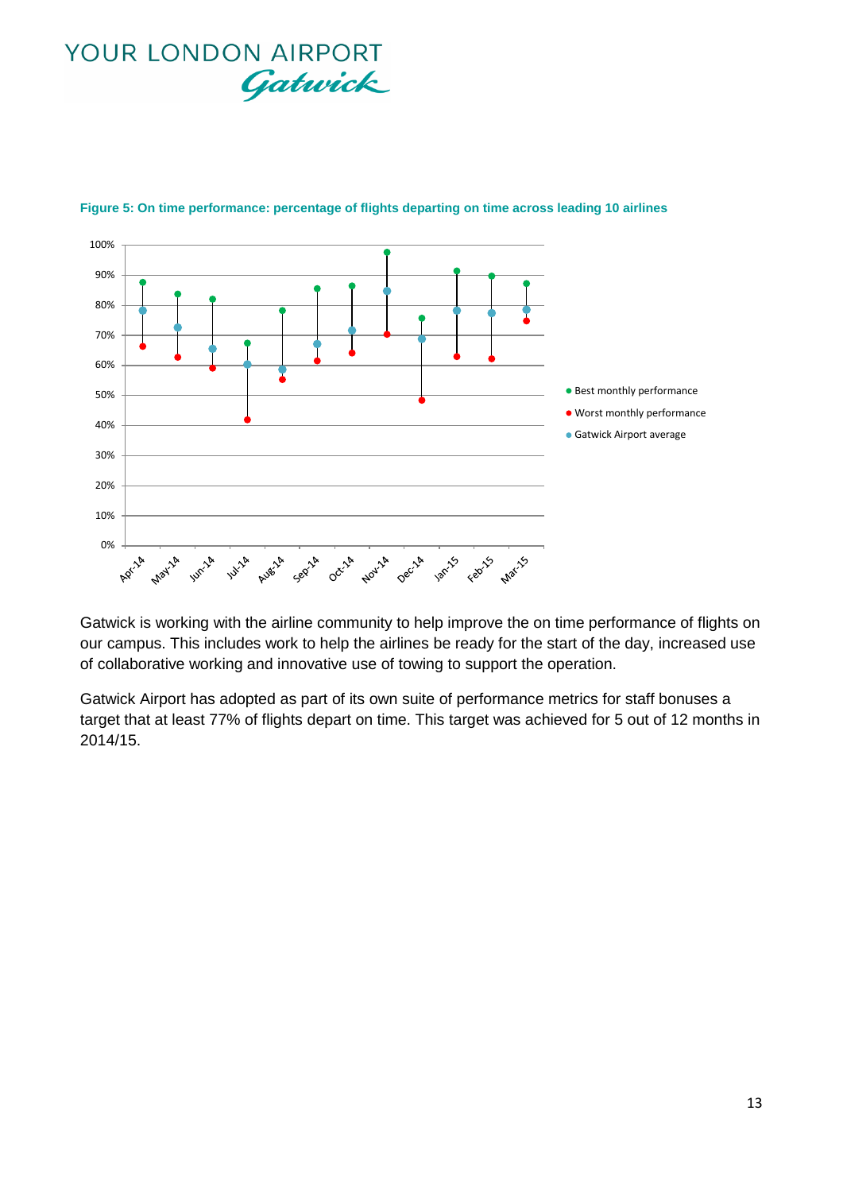YOUR LONDON AIRPORT Gatwick

**Figure 5: On time performance: percentage of flights departing on time across leading 10 airlines**

100%
90%
80%
70%
60%
50%
40%
30%
20%
10%
0%

Apr-14
May-14
Jun-14
Jul-14
Aug-14
Sep-14
Oct-14
Nov-14
Dec-14
Jan-15
Feb-15
Mar-15

● Best monthly performance
● Worst monthly performance
● Gatwick Airport average

Gatwick is working with the airline community to help improve the on time performance of flights on our campus. This includes work to help the airlines be ready for the start of the day, increased use of collaborative working and innovative use of towing to support the operation.

Gatwick Airport has adopted as part of its own suite of performance metrics for staff bonuses a target that at least 77% of flights depart on time. This target was achieved for 5 out of 12 months in 2014/15.